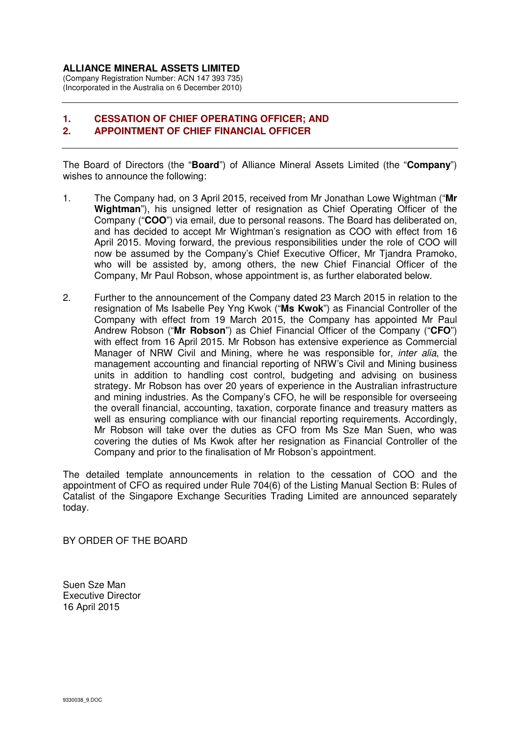**ALLIANCE MINERAL ASSETS LIMITED**
(Company Registration Number: ACN 147 393 735)
(Incorporated in the Australia on 6 December 2010)

---

## 1. CESSATION OF CHIEF OPERATING OFFICER; AND
## 2. APPOINTMENT OF CHIEF FINANCIAL OFFICER

---

The Board of Directors (the "**Board**") of Alliance Mineral Assets Limited (the "**Company**") wishes to announce the following:

1. The Company had, on 3 April 2015, received from Mr Jonathan Lowe Wightman ("**Mr Wightman**"), his unsigned letter of resignation as Chief Operating Officer of the Company ("**COO**") via email, due to personal reasons. The Board has deliberated on, and has decided to accept Mr Wightman's resignation as COO with effect from 16 April 2015. Moving forward, the previous responsibilities under the role of COO will now be assumed by the Company's Chief Executive Officer, Mr Tjandra Pramoko, who will be assisted by, among others, the new Chief Financial Officer of the Company, Mr Paul Robson, whose appointment is, as further elaborated below.

2. Further to the announcement of the Company dated 23 March 2015 in relation to the resignation of Ms Isabelle Pey Yng Kwok ("**Ms Kwok**") as Financial Controller of the Company with effect from 19 March 2015, the Company has appointed Mr Paul Andrew Robson ("**Mr Robson**") as Chief Financial Officer of the Company ("**CFO**") with effect from 16 April 2015. Mr Robson has extensive experience as Commercial Manager of NRW Civil and Mining, where he was responsible for, *inter alia*, the management accounting and financial reporting of NRW's Civil and Mining business units in addition to handling cost control, budgeting and advising on business strategy. Mr Robson has over 20 years of experience in the Australian infrastructure and mining industries. As the Company's CFO, he will be responsible for overseeing the overall financial, accounting, taxation, corporate finance and treasury matters as well as ensuring compliance with our financial reporting requirements. Accordingly, Mr Robson will take over the duties as CFO from Ms Sze Man Suen, who was covering the duties of Ms Kwok after her resignation as Financial Controller of the Company and prior to the finalisation of Mr Robson's appointment.

The detailed template announcements in relation to the cessation of COO and the appointment of CFO as required under Rule 704(6) of the Listing Manual Section B: Rules of Catalist of the Singapore Exchange Securities Trading Limited are announced separately today.

BY ORDER OF THE BOARD

Suen Sze Man
Executive Director
16 April 2015

9330038_9.DOC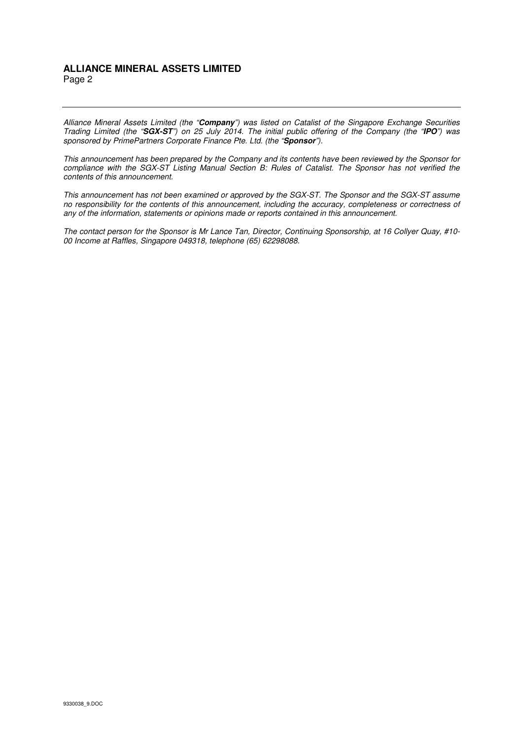*Alliance Mineral Assets Limited (the "**Company**") was listed on Catalist of the Singapore Exchange Securities Trading Limited (the "**SGX-ST**") on 25 July 2014. The initial public offering of the Company (the "**IPO**") was sponsored by PrimePartners Corporate Finance Pte. Ltd. (the "**Sponsor**").*

*This announcement has been prepared by the Company and its contents have been reviewed by the Sponsor for compliance with the SGX-ST Listing Manual Section B: Rules of Catalist. The Sponsor has not verified the contents of this announcement.*

*This announcement has not been examined or approved by the SGX-ST. The Sponsor and the SGX-ST assume no responsibility for the contents of this announcement, including the accuracy, completeness or correctness of any of the information, statements or opinions made or reports contained in this announcement.*

*The contact person for the Sponsor is Mr Lance Tan, Director, Continuing Sponsorship, at 16 Collyer Quay, #10-00 Income at Raffles, Singapore 049318, telephone (65) 62298088.*

9330038_9.DOC